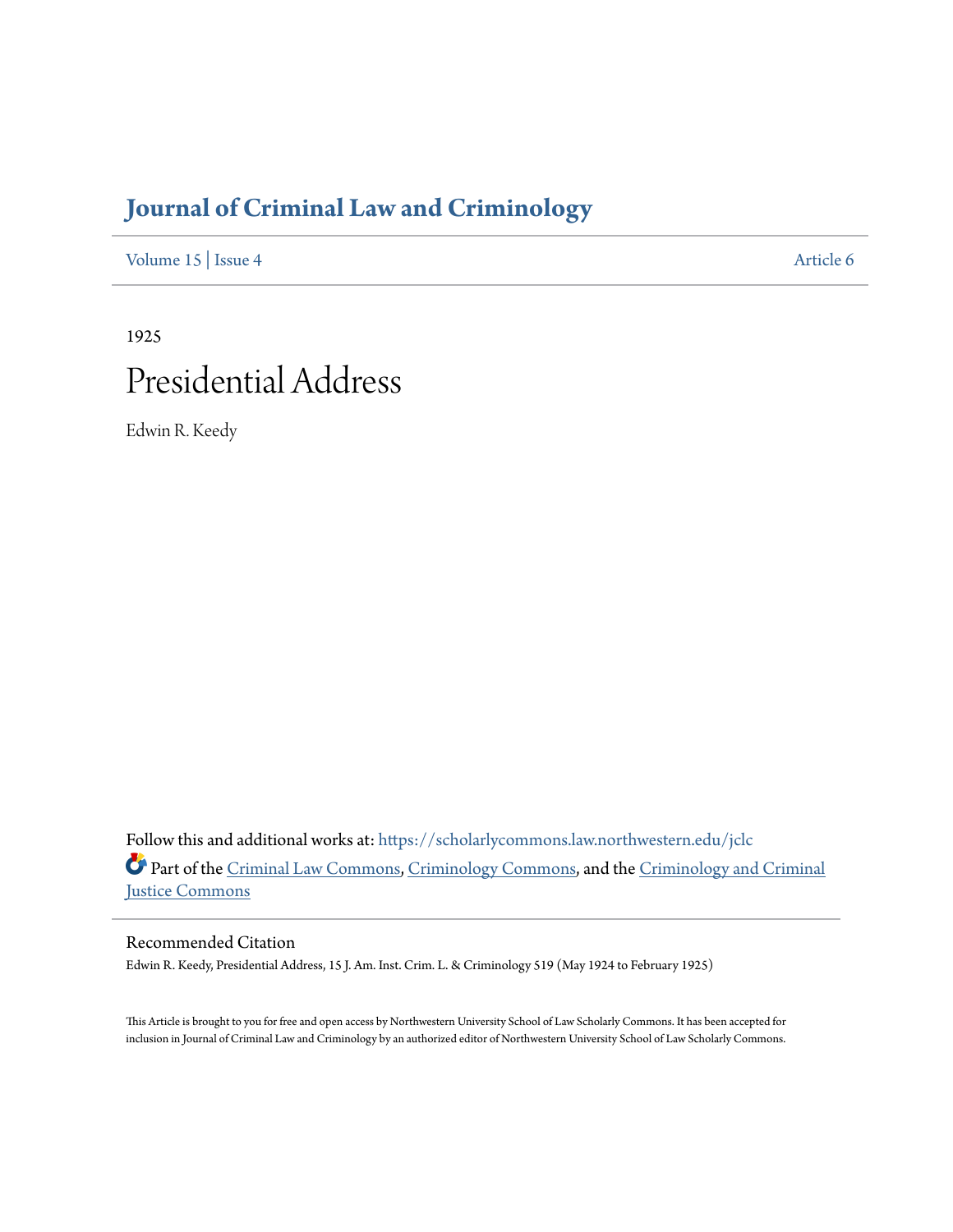# Journal of Criminal Law and Criminology

Volume 15 | Issue 4 Article 6

1925

# Presidential Address

Edwin R. Keedy

Follow this and additional works at: https://scholarlycommons.law.northwestern.edu/jclc

Part of the Criminal Law Commons, Criminology Commons, and the Criminology and Criminal Justice Commons

## Recommended Citation

Edwin R. Keedy, Presidential Address, 15 J. Am. Inst. Crim. L. & Criminology 519 (May 1924 to February 1925)

This Article is brought to you for free and open access by Northwestern University School of Law Scholarly Commons. It has been accepted for inclusion in Journal of Criminal Law and Criminology by an authorized editor of Northwestern University School of Law Scholarly Commons.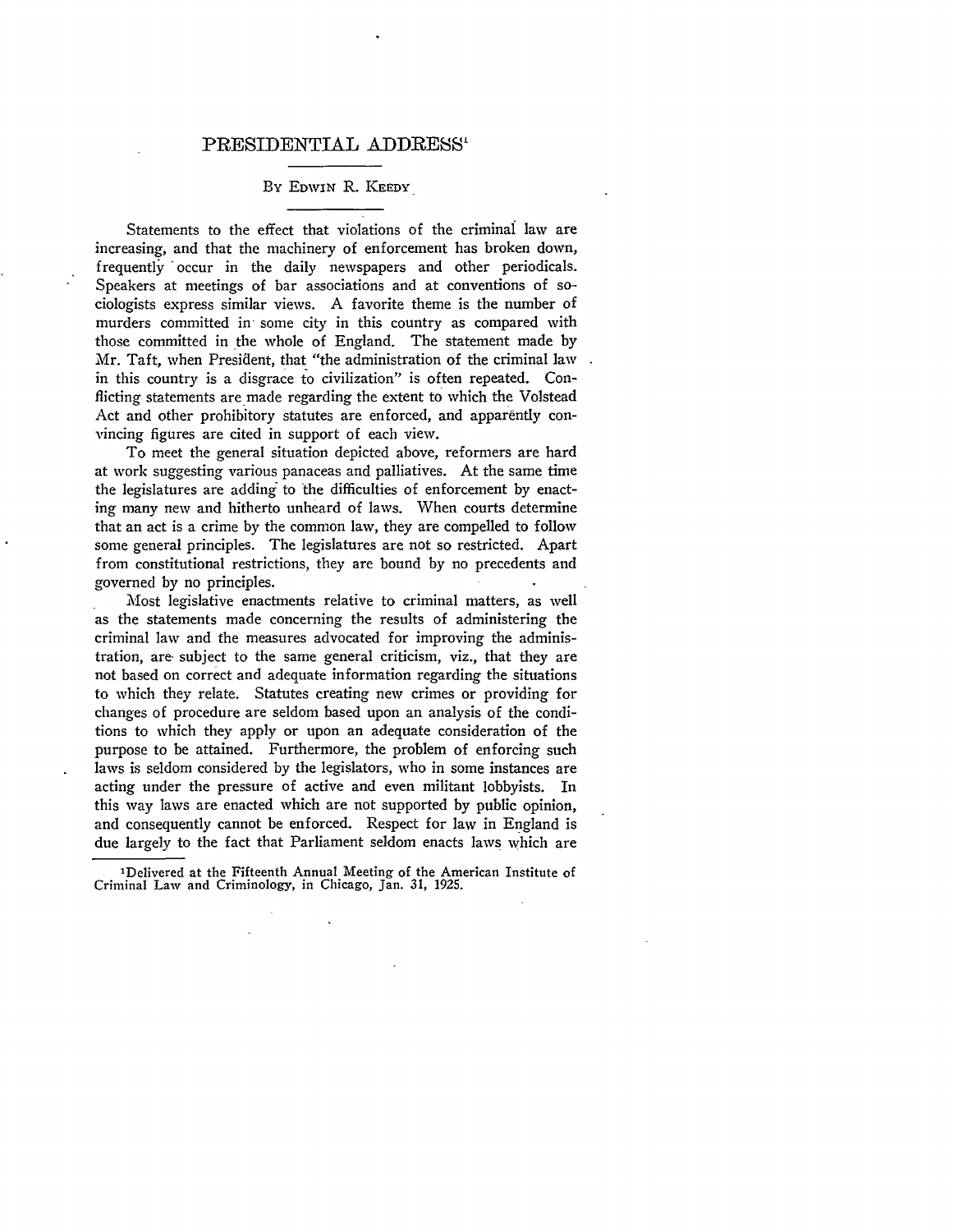# PRESIDENTIAL ADDRESS[1]

By Edwin R. Keedy

Statements to the effect that violations of the criminal law are increasing, and that the machinery of enforcement has broken down, frequently occur in the daily newspapers and other periodicals. Speakers at meetings of bar associations and at conventions of sociologists express similar views. A favorite theme is the number of murders committed in some city in this country as compared with those committed in the whole of England. The statement made by Mr. Taft, when President, that "the administration of the criminal law in this country is a disgrace to civilization" is often repeated. Conflicting statements are made regarding the extent to which the Volstead Act and other prohibitory statutes are enforced, and apparently convincing figures are cited in support of each view.

To meet the general situation depicted above, reformers are hard at work suggesting various panaceas and palliatives. At the same time the legislatures are adding to the difficulties of enforcement by enacting many new and hitherto unheard of laws. When courts determine that an act is a crime by the common law, they are compelled to follow some general principles. The legislatures are not so restricted. Apart from constitutional restrictions, they are bound by no precedents and governed by no principles.

Most legislative enactments relative to criminal matters, as well as the statements made concerning the results of administering the criminal law and the measures advocated for improving the administration, are subject to the same general criticism, viz., that they are not based on correct and adequate information regarding the situations to which they relate. Statutes creating new crimes or providing for changes of procedure are seldom based upon an analysis of the conditions to which they apply or upon an adequate consideration of the purpose to be attained. Furthermore, the problem of enforcing such laws is seldom considered by the legislators, who in some instances are acting under the pressure of active and even militant lobbyists. In this way laws are enacted which are not supported by public opinion, and consequently cannot be enforced. Respect for law in England is due largely to the fact that Parliament seldom enacts laws which are

[1]Delivered at the Fifteenth Annual Meeting of the American Institute of Criminal Law and Criminology, in Chicago, Jan. 31, 1925.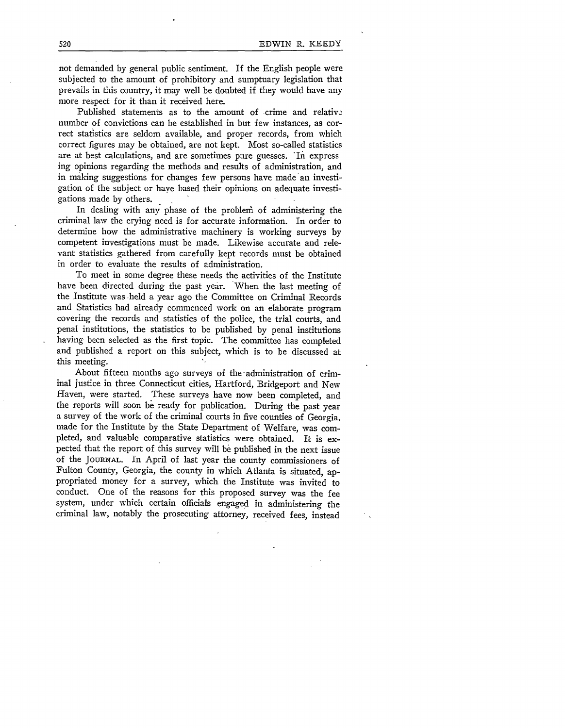not demanded by general public sentiment. If the English people were subjected to the amount of prohibitory and sumptuary legislation that prevails in this country, it may well be doubted if they would have any more respect for it than it received here.

Published statements as to the amount of crime and relative number of convictions can be established in but few instances, as correct statistics are seldom available, and proper records, from which correct figures may be obtained, are not kept. Most so-called statistics are at best calculations, and are sometimes pure guesses. In expressing opinions regarding the methods and results of administration, and in making suggestions for changes few persons have made an investigation of the subject or have based their opinions on adequate investigations made by others.

In dealing with any phase of the problem of administering the criminal law the crying need is for accurate information. In order to determine how the administrative machinery is working surveys by competent investigations must be made. Likewise accurate and relevant statistics gathered from carefully kept records must be obtained in order to evaluate the results of administration.

To meet in some degree these needs the activities of the Institute have been directed during the past year. When the last meeting of the Institute was held a year ago the Committee on Criminal Records and Statistics had already commenced work on an elaborate program covering the records and statistics of the police, the trial courts, and penal institutions, the statistics to be published by penal institutions having been selected as the first topic. The committee has completed and published a report on this subject, which is to be discussed at this meeting.

About fifteen months ago surveys of the administration of criminal justice in three Connecticut cities, Hartford, Bridgeport and New Haven, were started. These surveys have now been completed, and the reports will soon be ready for publication. During the past year a survey of the work of the criminal courts in five counties of Georgia, made for the Institute by the State Department of Welfare, was completed, and valuable comparative statistics were obtained. It is expected that the report of this survey will be published in the next issue of the JOURNAL. In April of last year the county commissioners of Fulton County, Georgia, the county in which Atlanta is situated, appropriated money for a survey, which the Institute was invited to conduct. One of the reasons for this proposed survey was the fee system, under which certain officials engaged in administering the criminal law, notably the prosecuting attorney, received fees, instead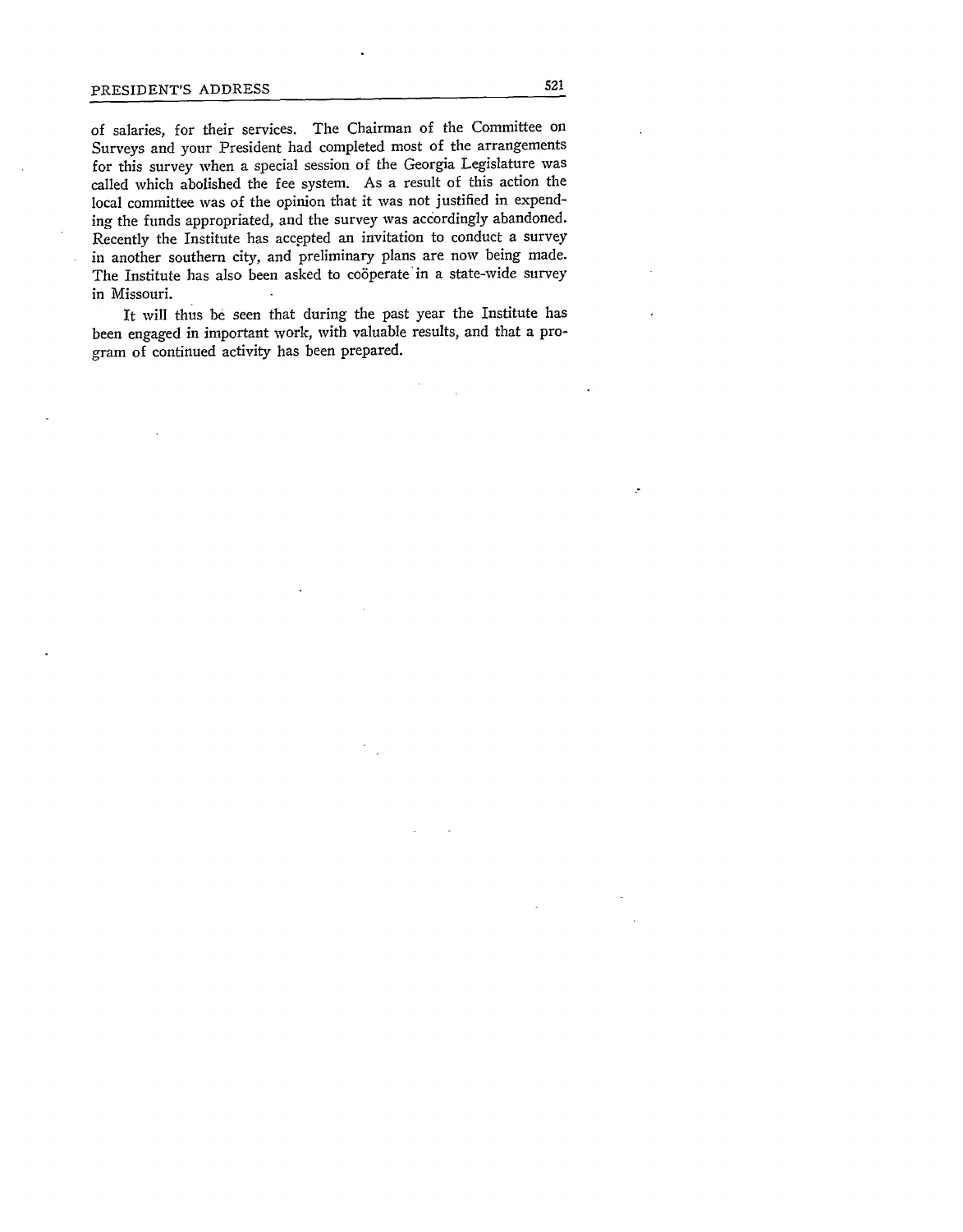of salaries, for their services. The Chairman of the Committee on Surveys and your President had completed most of the arrangements for this survey when a special session of the Georgia Legislature was called which abolished the fee system. As a result of this action the local committee was of the opinion that it was not justified in expending the funds appropriated, and the survey was accordingly abandoned. Recently the Institute has accepted an invitation to conduct a survey in another southern city, and preliminary plans are now being made. The Institute has also been asked to coöperate in a state-wide survey in Missouri.

It will thus be seen that during the past year the Institute has been engaged in important work, with valuable results, and that a program of continued activity has been prepared.